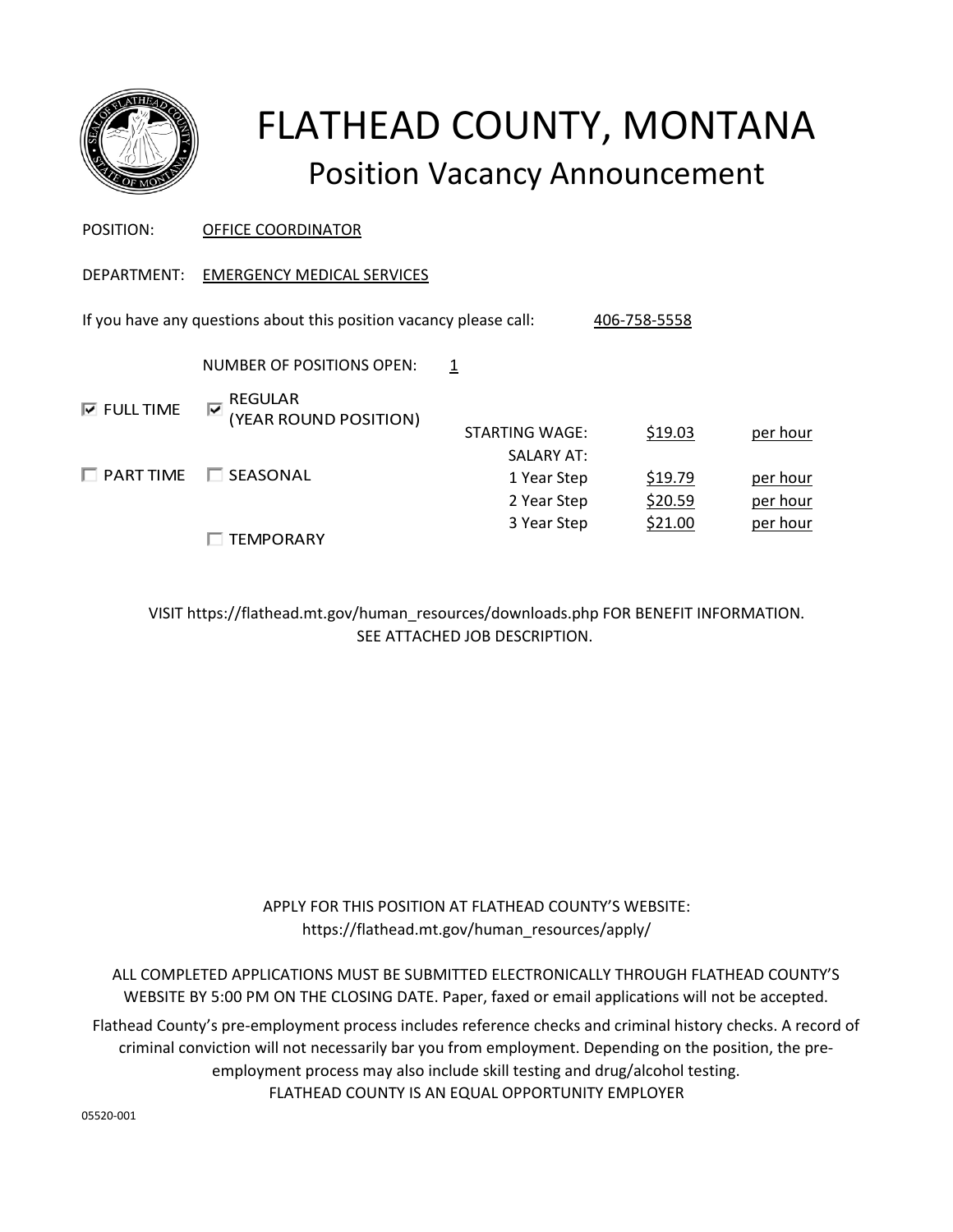# FLATHEAD COUNTY, MONTANA

## Position Vacancy Announcement

POSITION: OFFICE COORDINATOR

DEPARTMENT: EMERGENCY MEDICAL SERVICES

If you have any questions about this position vacancy please call: 406-758-5558

NUMBER OF POSITIONS OPEN: 1

☑ FULL TIME ☑ REGULAR (YEAR ROUND POSITION)

☐ PART TIME ☐ SEASONAL

☐ TEMPORARY

| | | |
|---|---|---|
| STARTING WAGE: | $19.03 | per hour |
| SALARY AT: | | |
| 1 Year Step | $19.79 | per hour |
| 2 Year Step | $20.59 | per hour |
| 3 Year Step | $21.00 | per hour |

VISIT https://flathead.mt.gov/human_resources/downloads.php FOR BENEFIT INFORMATION.
SEE ATTACHED JOB DESCRIPTION.

APPLY FOR THIS POSITION AT FLATHEAD COUNTY'S WEBSITE:
https://flathead.mt.gov/human_resources/apply/

ALL COMPLETED APPLICATIONS MUST BE SUBMITTED ELECTRONICALLY THROUGH FLATHEAD COUNTY'S WEBSITE BY 5:00 PM ON THE CLOSING DATE. Paper, faxed or email applications will not be accepted.

Flathead County's pre-employment process includes reference checks and criminal history checks. A record of criminal conviction will not necessarily bar you from employment. Depending on the position, the pre-employment process may also include skill testing and drug/alcohol testing.
FLATHEAD COUNTY IS AN EQUAL OPPORTUNITY EMPLOYER

05520-001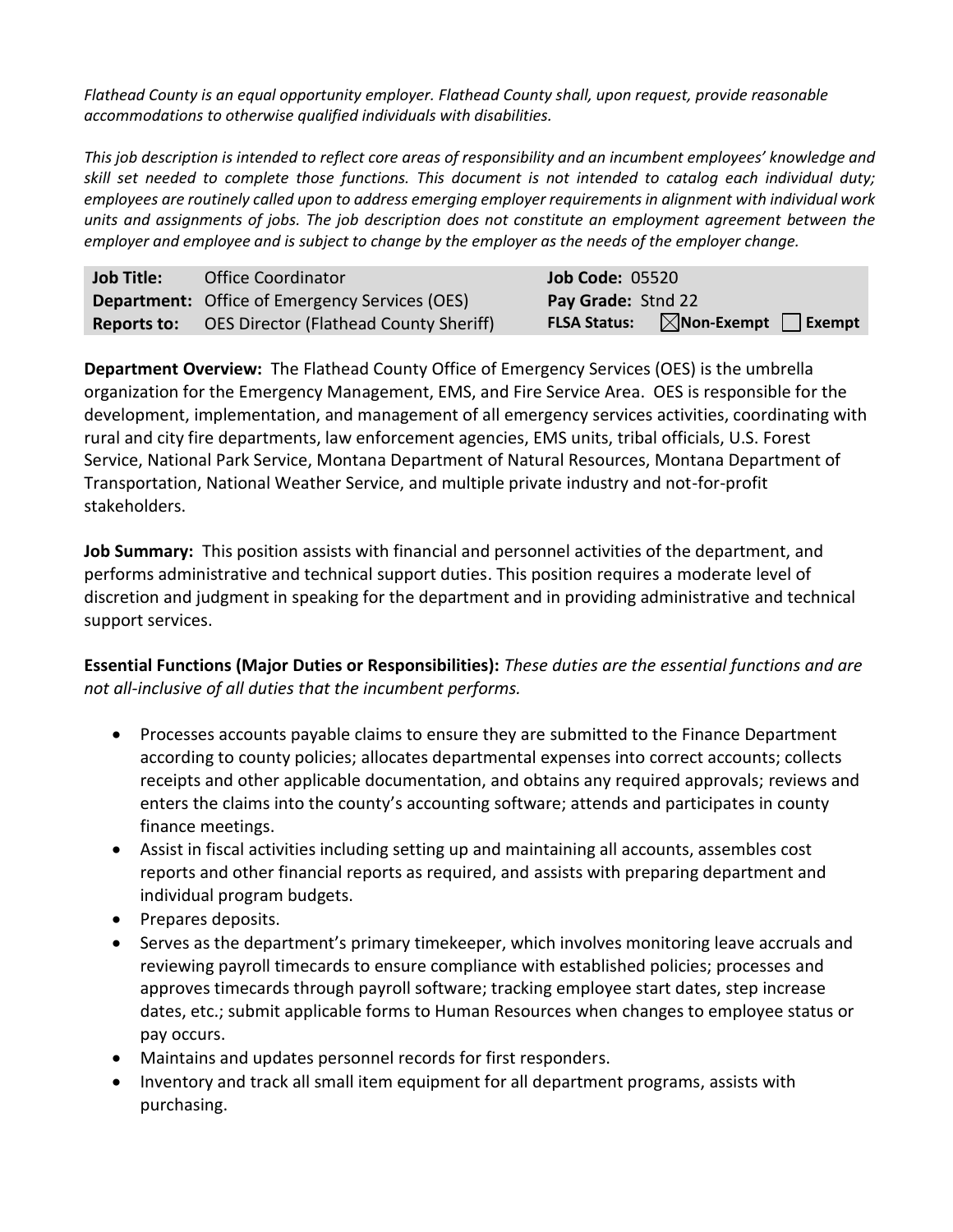*Flathead County is an equal opportunity employer. Flathead County shall, upon request, provide reasonable accommodations to otherwise qualified individuals with disabilities.*

*This job description is intended to reflect core areas of responsibility and an incumbent employees' knowledge and skill set needed to complete those functions. This document is not intended to catalog each individual duty; employees are routinely called upon to address emerging employer requirements in alignment with individual work units and assignments of jobs. The job description does not constitute an employment agreement between the employer and employee and is subject to change by the employer as the needs of the employer change.*

| | | | |
|---|---|---|---|
| **Job Title:** | Office Coordinator | **Job Code:** 05520 | |
| **Department:** | Office of Emergency Services (OES) | **Pay Grade:** Stnd 22 | |
| **Reports to:** | OES Director (Flathead County Sheriff) | **FLSA Status:** | ☒ **Non-Exempt** ☐ **Exempt** |

**Department Overview:** The Flathead County Office of Emergency Services (OES) is the umbrella organization for the Emergency Management, EMS, and Fire Service Area. OES is responsible for the development, implementation, and management of all emergency services activities, coordinating with rural and city fire departments, law enforcement agencies, EMS units, tribal officials, U.S. Forest Service, National Park Service, Montana Department of Natural Resources, Montana Department of Transportation, National Weather Service, and multiple private industry and not-for-profit stakeholders.

**Job Summary:** This position assists with financial and personnel activities of the department, and performs administrative and technical support duties. This position requires a moderate level of discretion and judgment in speaking for the department and in providing administrative and technical support services.

**Essential Functions (Major Duties or Responsibilities):** *These duties are the essential functions and are not all-inclusive of all duties that the incumbent performs.*

- Processes accounts payable claims to ensure they are submitted to the Finance Department according to county policies; allocates departmental expenses into correct accounts; collects receipts and other applicable documentation, and obtains any required approvals; reviews and enters the claims into the county's accounting software; attends and participates in county finance meetings.
- Assist in fiscal activities including setting up and maintaining all accounts, assembles cost reports and other financial reports as required, and assists with preparing department and individual program budgets.
- Prepares deposits.
- Serves as the department's primary timekeeper, which involves monitoring leave accruals and reviewing payroll timecards to ensure compliance with established policies; processes and approves timecards through payroll software; tracking employee start dates, step increase dates, etc.; submit applicable forms to Human Resources when changes to employee status or pay occurs.
- Maintains and updates personnel records for first responders.
- Inventory and track all small item equipment for all department programs, assists with purchasing.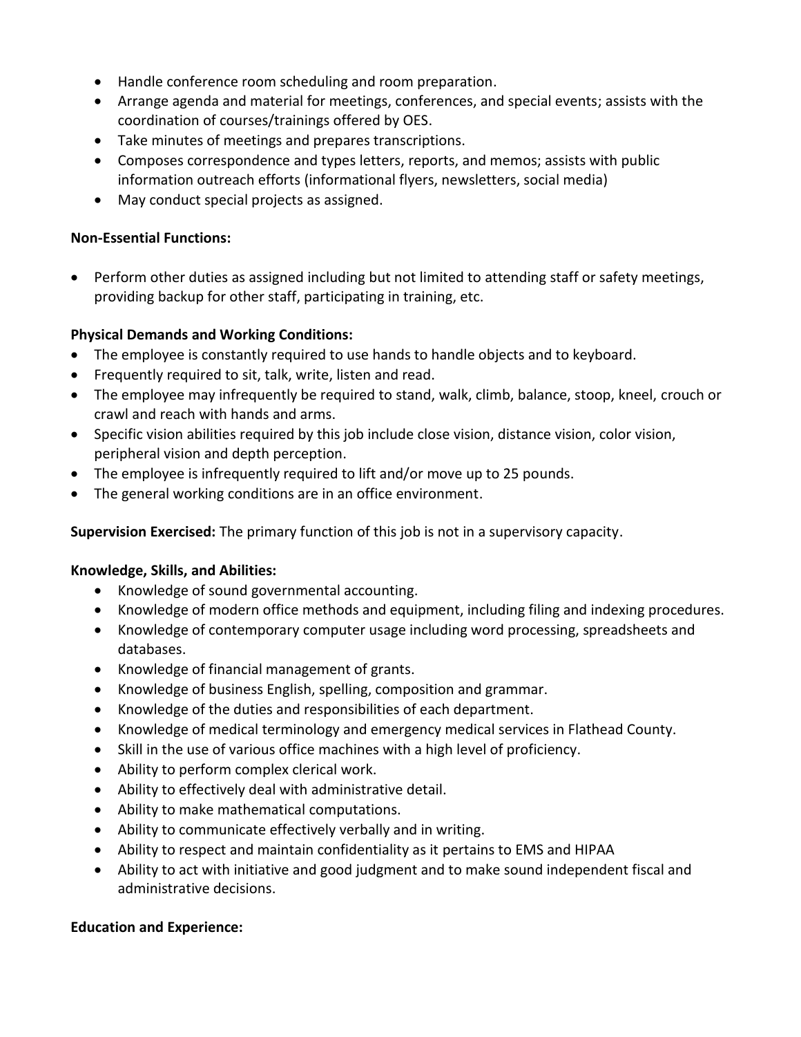- Handle conference room scheduling and room preparation.
- Arrange agenda and material for meetings, conferences, and special events; assists with the coordination of courses/trainings offered by OES.
- Take minutes of meetings and prepares transcriptions.
- Composes correspondence and types letters, reports, and memos; assists with public information outreach efforts (informational flyers, newsletters, social media)
- May conduct special projects as assigned.

**Non-Essential Functions:**

- Perform other duties as assigned including but not limited to attending staff or safety meetings, providing backup for other staff, participating in training, etc.

**Physical Demands and Working Conditions:**

- The employee is constantly required to use hands to handle objects and to keyboard.
- Frequently required to sit, talk, write, listen and read.
- The employee may infrequently be required to stand, walk, climb, balance, stoop, kneel, crouch or crawl and reach with hands and arms.
- Specific vision abilities required by this job include close vision, distance vision, color vision, peripheral vision and depth perception.
- The employee is infrequently required to lift and/or move up to 25 pounds.
- The general working conditions are in an office environment.

**Supervision Exercised:** The primary function of this job is not in a supervisory capacity.

**Knowledge, Skills, and Abilities:**

- Knowledge of sound governmental accounting.
- Knowledge of modern office methods and equipment, including filing and indexing procedures.
- Knowledge of contemporary computer usage including word processing, spreadsheets and databases.
- Knowledge of financial management of grants.
- Knowledge of business English, spelling, composition and grammar.
- Knowledge of the duties and responsibilities of each department.
- Knowledge of medical terminology and emergency medical services in Flathead County.
- Skill in the use of various office machines with a high level of proficiency.
- Ability to perform complex clerical work.
- Ability to effectively deal with administrative detail.
- Ability to make mathematical computations.
- Ability to communicate effectively verbally and in writing.
- Ability to respect and maintain confidentiality as it pertains to EMS and HIPAA
- Ability to act with initiative and good judgment and to make sound independent fiscal and administrative decisions.

**Education and Experience:**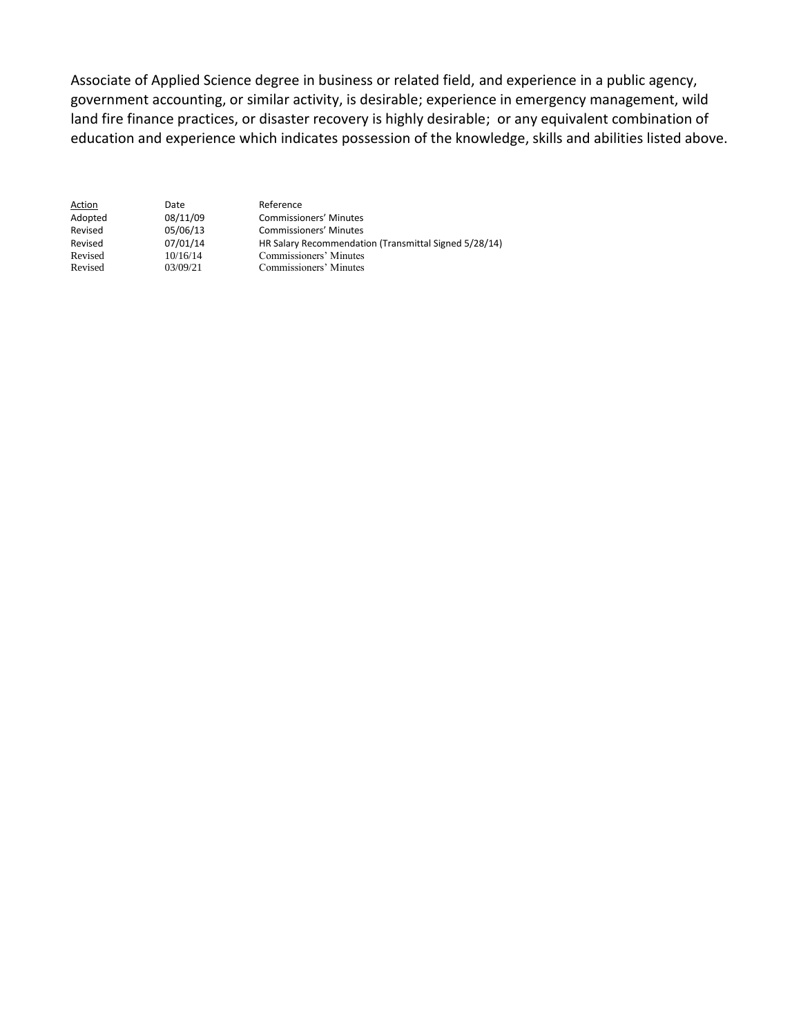Associate of Applied Science degree in business or related field, and experience in a public agency, government accounting, or similar activity, is desirable; experience in emergency management, wild land fire finance practices, or disaster recovery is highly desirable; or any equivalent combination of education and experience which indicates possession of the knowledge, skills and abilities listed above.

| Action | Date | Reference |
|---|---|---|
| Adopted | 08/11/09 | Commissioners' Minutes |
| Revised | 05/06/13 | Commissioners' Minutes |
| Revised | 07/01/14 | HR Salary Recommendation (Transmittal Signed 5/28/14) |
| Revised | 10/16/14 | Commissioners' Minutes |
| Revised | 03/09/21 | Commissioners' Minutes |